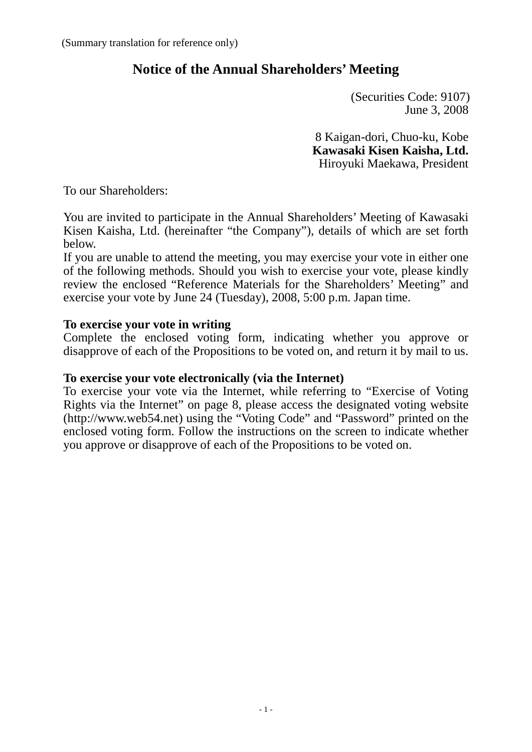(Summary translation for reference only)

# Notice of the Annual Shareholders' Meeting

(Securities Code: 9107)
June 3, 2008

8 Kaigan-dori, Chuo-ku, Kobe
**Kawasaki Kisen Kaisha, Ltd.**
Hiroyuki Maekawa, President

To our Shareholders:

You are invited to participate in the Annual Shareholders' Meeting of Kawasaki Kisen Kaisha, Ltd. (hereinafter "the Company"), details of which are set forth below.
If you are unable to attend the meeting, you may exercise your vote in either one of the following methods. Should you wish to exercise your vote, please kindly review the enclosed "Reference Materials for the Shareholders' Meeting" and exercise your vote by June 24 (Tuesday), 2008, 5:00 p.m. Japan time.

**To exercise your vote in writing**
Complete the enclosed voting form, indicating whether you approve or disapprove of each of the Propositions to be voted on, and return it by mail to us.

**To exercise your vote electronically (via the Internet)**
To exercise your vote via the Internet, while referring to "Exercise of Voting Rights via the Internet" on page 8, please access the designated voting website (http://www.web54.net) using the "Voting Code" and "Password" printed on the enclosed voting form. Follow the instructions on the screen to indicate whether you approve or disapprove of each of the Propositions to be voted on.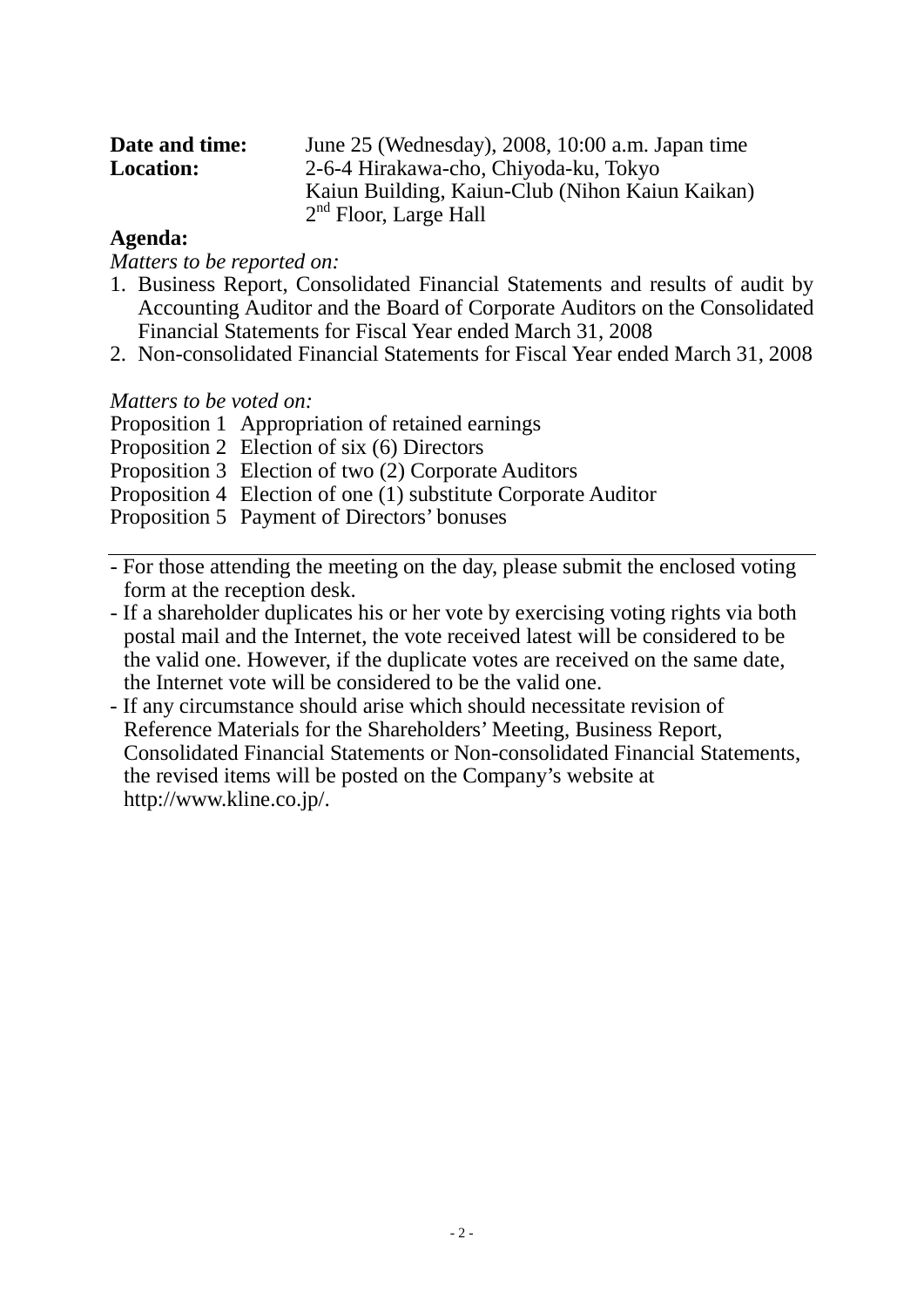**Date and time:** June 25 (Wednesday), 2008, 10:00 a.m. Japan time

**Location:** 2-6-4 Hirakawa-cho, Chiyoda-ku, Tokyo
Kaiun Building, Kaiun-Club (Nihon Kaiun Kaikan)
2nd Floor, Large Hall

**Agenda:**

*Matters to be reported on:*

1. Business Report, Consolidated Financial Statements and results of audit by Accounting Auditor and the Board of Corporate Auditors on the Consolidated Financial Statements for Fiscal Year ended March 31, 2008
2. Non-consolidated Financial Statements for Fiscal Year ended March 31, 2008

*Matters to be voted on:*

Proposition 1 Appropriation of retained earnings
Proposition 2 Election of six (6) Directors
Proposition 3 Election of two (2) Corporate Auditors
Proposition 4 Election of one (1) substitute Corporate Auditor
Proposition 5 Payment of Directors' bonuses

---

- For those attending the meeting on the day, please submit the enclosed voting form at the reception desk.
- If a shareholder duplicates his or her vote by exercising voting rights via both postal mail and the Internet, the vote received latest will be considered to be the valid one. However, if the duplicate votes are received on the same date, the Internet vote will be considered to be the valid one.
- If any circumstance should arise which should necessitate revision of Reference Materials for the Shareholders' Meeting, Business Report, Consolidated Financial Statements or Non-consolidated Financial Statements, the revised items will be posted on the Company's website at http://www.kline.co.jp/.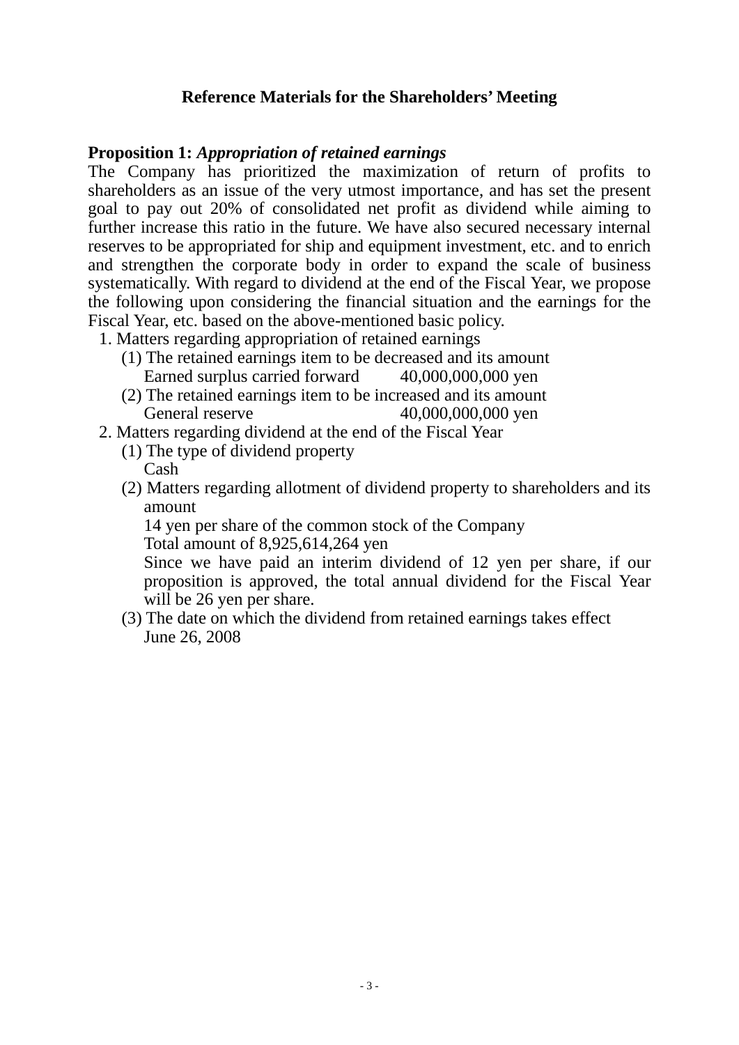## Reference Materials for the Shareholders' Meeting

**Proposition 1:** ***Appropriation of retained earnings***

The Company has prioritized the maximization of return of profits to shareholders as an issue of the very utmost importance, and has set the present goal to pay out 20% of consolidated net profit as dividend while aiming to further increase this ratio in the future. We have also secured necessary internal reserves to be appropriated for ship and equipment investment, etc. and to enrich and strengthen the corporate body in order to expand the scale of business systematically. With regard to dividend at the end of the Fiscal Year, we propose the following upon considering the financial situation and the earnings for the Fiscal Year, etc. based on the above-mentioned basic policy.

1. Matters regarding appropriation of retained earnings
   (1) The retained earnings item to be decreased and its amount
       Earned surplus carried forward 40,000,000,000 yen
   (2) The retained earnings item to be increased and its amount
       General reserve 40,000,000,000 yen
2. Matters regarding dividend at the end of the Fiscal Year
   (1) The type of dividend property
       Cash
   (2) Matters regarding allotment of dividend property to shareholders and its amount
       14 yen per share of the common stock of the Company
       Total amount of 8,925,614,264 yen
       Since we have paid an interim dividend of 12 yen per share, if our proposition is approved, the total annual dividend for the Fiscal Year will be 26 yen per share.
   (3) The date on which the dividend from retained earnings takes effect
       June 26, 2008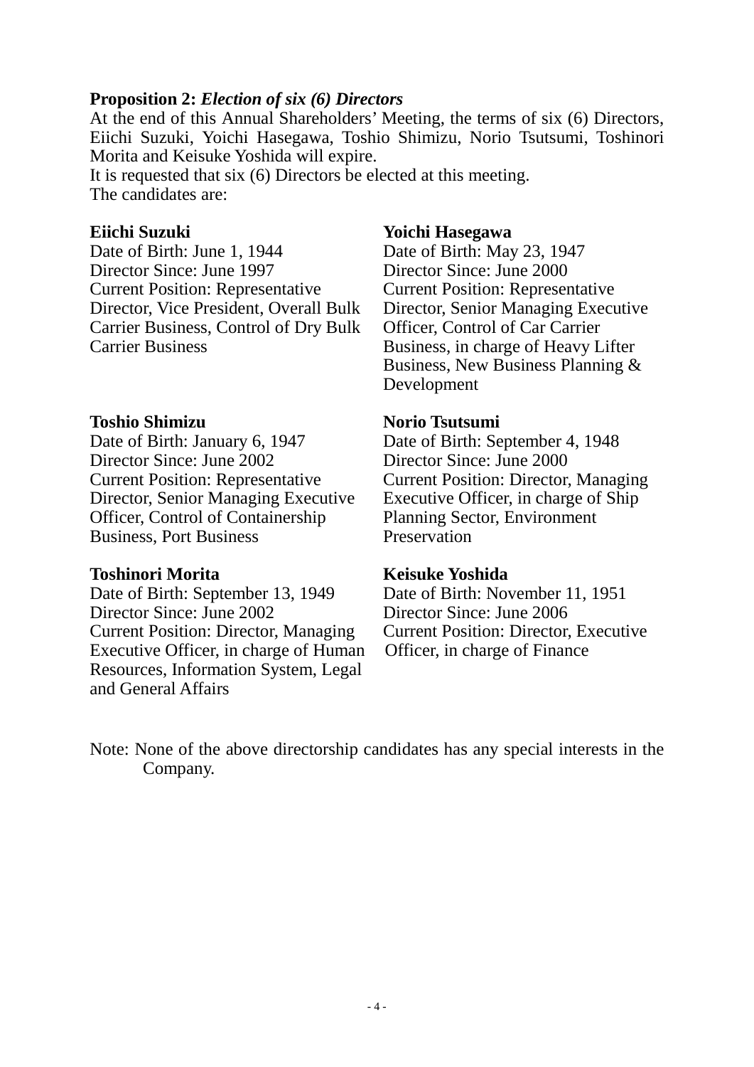**Proposition 2:** ***Election of six (6) Directors***

At the end of this Annual Shareholders' Meeting, the terms of six (6) Directors, Eiichi Suzuki, Yoichi Hasegawa, Toshio Shimizu, Norio Tsutsumi, Toshinori Morita and Keisuke Yoshida will expire.

It is requested that six (6) Directors be elected at this meeting.

The candidates are:

**Eiichi Suzuki**
Date of Birth: June 1, 1944
Director Since: June 1997
Current Position: Representative Director, Vice President, Overall Bulk Carrier Business, Control of Dry Bulk Carrier Business

**Yoichi Hasegawa**
Date of Birth: May 23, 1947
Director Since: June 2000
Current Position: Representative Director, Senior Managing Executive Officer, Control of Car Carrier Business, in charge of Heavy Lifter Business, New Business Planning & Development

**Toshio Shimizu**
Date of Birth: January 6, 1947
Director Since: June 2002
Current Position: Representative Director, Senior Managing Executive Officer, Control of Containership Business, Port Business

**Norio Tsutsumi**
Date of Birth: September 4, 1948
Director Since: June 2000
Current Position: Director, Managing Executive Officer, in charge of Ship Planning Sector, Environment Preservation

**Toshinori Morita**
Date of Birth: September 13, 1949
Director Since: June 2002
Current Position: Director, Managing Executive Officer, in charge of Human Resources, Information System, Legal and General Affairs

**Keisuke Yoshida**
Date of Birth: November 11, 1951
Director Since: June 2006
Current Position: Director, Executive Officer, in charge of Finance

Note: None of the above directorship candidates has any special interests in the Company.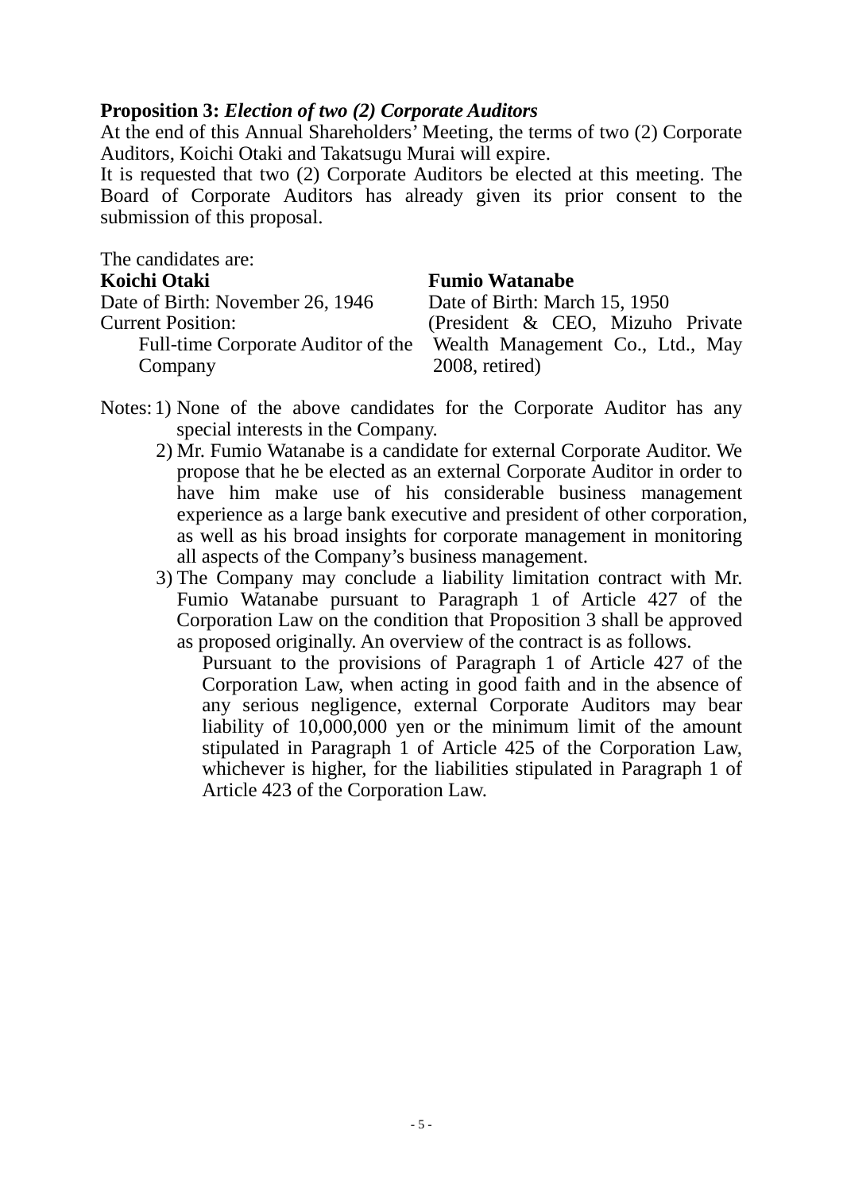**Proposition 3:** ***Election of two (2) Corporate Auditors***

At the end of this Annual Shareholders' Meeting, the terms of two (2) Corporate Auditors, Koichi Otaki and Takatsugu Murai will expire.

It is requested that two (2) Corporate Auditors be elected at this meeting. The Board of Corporate Auditors has already given its prior consent to the submission of this proposal.

The candidates are:

**Koichi Otaki**

Date of Birth: November 26, 1946

Current Position:

Full-time Corporate Auditor of the Company

**Fumio Watanabe**

Date of Birth: March 15, 1950

(President & CEO, Mizuho Private Wealth Management Co., Ltd., May 2008, retired)

Notes:

1) None of the above candidates for the Corporate Auditor has any special interests in the Company.
2) Mr. Fumio Watanabe is a candidate for external Corporate Auditor. We propose that he be elected as an external Corporate Auditor in order to have him make use of his considerable business management experience as a large bank executive and president of other corporation, as well as his broad insights for corporate management in monitoring all aspects of the Company's business management.
3) The Company may conclude a liability limitation contract with Mr. Fumio Watanabe pursuant to Paragraph 1 of Article 427 of the Corporation Law on the condition that Proposition 3 shall be approved as proposed originally. An overview of the contract is as follows.

   Pursuant to the provisions of Paragraph 1 of Article 427 of the Corporation Law, when acting in good faith and in the absence of any serious negligence, external Corporate Auditors may bear liability of 10,000,000 yen or the minimum limit of the amount stipulated in Paragraph 1 of Article 425 of the Corporation Law, whichever is higher, for the liabilities stipulated in Paragraph 1 of Article 423 of the Corporation Law.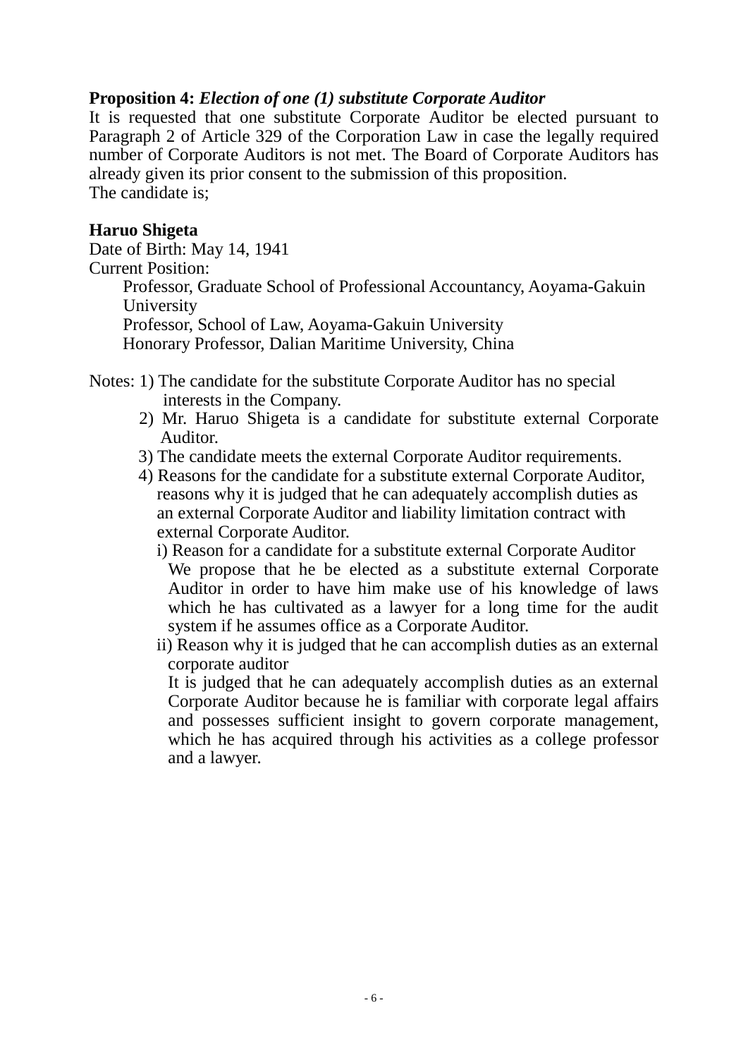**Proposition 4:** ***Election of one (1) substitute Corporate Auditor***

It is requested that one substitute Corporate Auditor be elected pursuant to Paragraph 2 of Article 329 of the Corporation Law in case the legally required number of Corporate Auditors is not met. The Board of Corporate Auditors has already given its prior consent to the submission of this proposition.
The candidate is;

**Haruo Shigeta**

Date of Birth: May 14, 1941
Current Position:
 Professor, Graduate School of Professional Accountancy, Aoyama-Gakuin University
 Professor, School of Law, Aoyama-Gakuin University
 Honorary Professor, Dalian Maritime University, China

Notes: 1) The candidate for the substitute Corporate Auditor has no special interests in the Company.
2) Mr. Haruo Shigeta is a candidate for substitute external Corporate Auditor.
3) The candidate meets the external Corporate Auditor requirements.
4) Reasons for the candidate for a substitute external Corporate Auditor, reasons why it is judged that he can adequately accomplish duties as an external Corporate Auditor and liability limitation contract with external Corporate Auditor.
 i) Reason for a candidate for a substitute external Corporate Auditor
 We propose that he be elected as a substitute external Corporate Auditor in order to have him make use of his knowledge of laws which he has cultivated as a lawyer for a long time for the audit system if he assumes office as a Corporate Auditor.
 ii) Reason why it is judged that he can accomplish duties as an external corporate auditor
 It is judged that he can adequately accomplish duties as an external Corporate Auditor because he is familiar with corporate legal affairs and possesses sufficient insight to govern corporate management, which he has acquired through his activities as a college professor and a lawyer.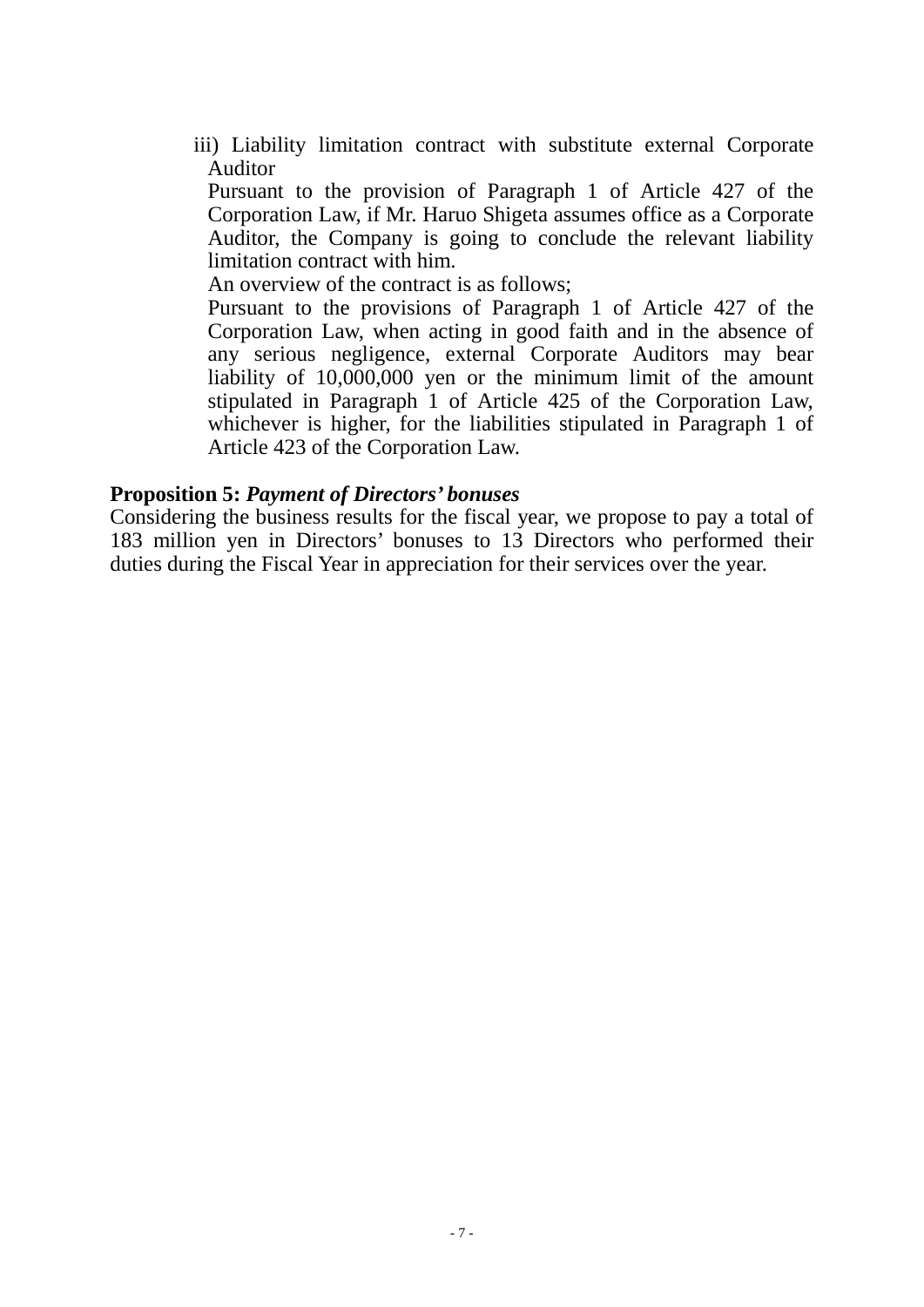iii) Liability limitation contract with substitute external Corporate Auditor

Pursuant to the provision of Paragraph 1 of Article 427 of the Corporation Law, if Mr. Haruo Shigeta assumes office as a Corporate Auditor, the Company is going to conclude the relevant liability limitation contract with him.

An overview of the contract is as follows;

Pursuant to the provisions of Paragraph 1 of Article 427 of the Corporation Law, when acting in good faith and in the absence of any serious negligence, external Corporate Auditors may bear liability of 10,000,000 yen or the minimum limit of the amount stipulated in Paragraph 1 of Article 425 of the Corporation Law, whichever is higher, for the liabilities stipulated in Paragraph 1 of Article 423 of the Corporation Law.

**Proposition 5:** ***Payment of Directors' bonuses***

Considering the business results for the fiscal year, we propose to pay a total of 183 million yen in Directors' bonuses to 13 Directors who performed their duties during the Fiscal Year in appreciation for their services over the year.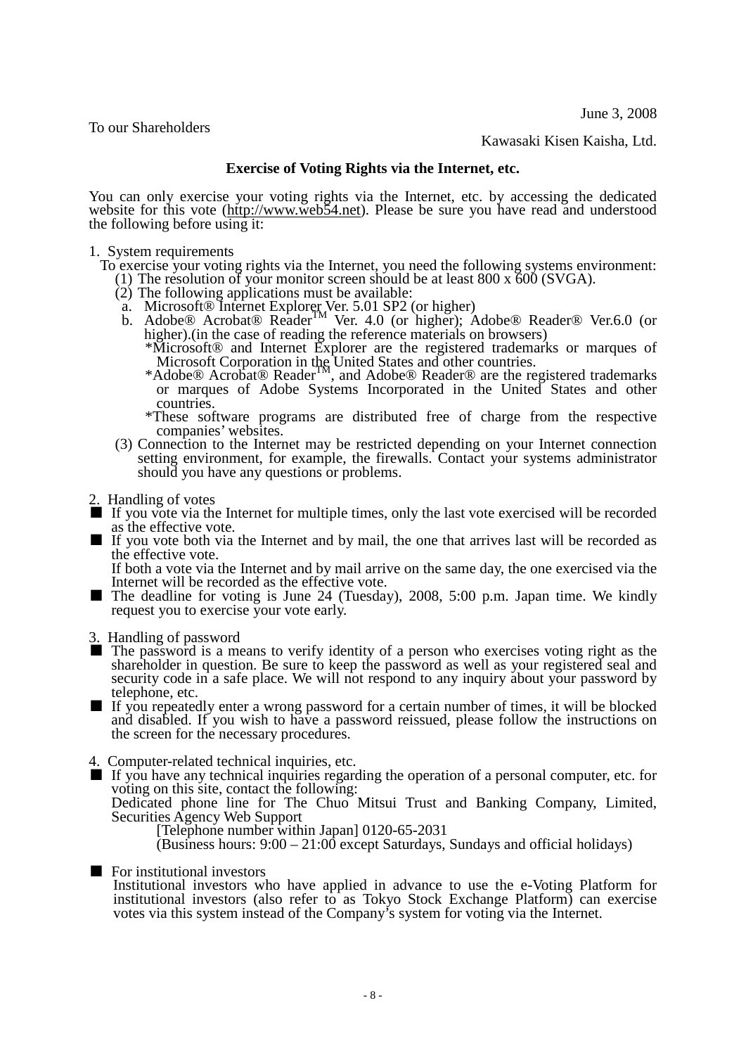June 3, 2008

To our Shareholders

Kawasaki Kisen Kaisha, Ltd.

**Exercise of Voting Rights via the Internet, etc.**

You can only exercise your voting rights via the Internet, etc. by accessing the dedicated website for this vote (http://www.web54.net). Please be sure you have read and understood the following before using it:

1. System requirements

To exercise your voting rights via the Internet, you need the following systems environment:

(1) The resolution of your monitor screen should be at least 800 x 600 (SVGA).

(2) The following applications must be available:

a. Microsoft® Internet Explorer Ver. 5.01 SP2 (or higher)

b. Adobe® Acrobat® Reader™ Ver. 4.0 (or higher); Adobe® Reader® Ver.6.0 (or higher).(in the case of reading the reference materials on browsers)

*Microsoft® and Internet Explorer are the registered trademarks or marques of Microsoft Corporation in the United States and other countries.

*Adobe® Acrobat® Reader™, and Adobe® Reader® are the registered trademarks or marques of Adobe Systems Incorporated in the United States and other countries.

*These software programs are distributed free of charge from the respective companies' websites.

(3) Connection to the Internet may be restricted depending on your Internet connection setting environment, for example, the firewalls. Contact your systems administrator should you have any questions or problems.

2. Handling of votes

■ If you vote via the Internet for multiple times, only the last vote exercised will be recorded as the effective vote.

■ If you vote both via the Internet and by mail, the one that arrives last will be recorded as the effective vote.
If both a vote via the Internet and by mail arrive on the same day, the one exercised via the Internet will be recorded as the effective vote.

■ The deadline for voting is June 24 (Tuesday), 2008, 5:00 p.m. Japan time. We kindly request you to exercise your vote early.

3. Handling of password

■ The password is a means to verify identity of a person who exercises voting right as the shareholder in question. Be sure to keep the password as well as your registered seal and security code in a safe place. We will not respond to any inquiry about your password by telephone, etc.

■ If you repeatedly enter a wrong password for a certain number of times, it will be blocked and disabled. If you wish to have a password reissued, please follow the instructions on the screen for the necessary procedures.

4. Computer-related technical inquiries, etc.

■ If you have any technical inquiries regarding the operation of a personal computer, etc. for voting on this site, contact the following:
Dedicated phone line for The Chuo Mitsui Trust and Banking Company, Limited, Securities Agency Web Support
[Telephone number within Japan] 0120-65-2031
(Business hours: 9:00 – 21:00 except Saturdays, Sundays and official holidays)

■ For institutional investors
Institutional investors who have applied in advance to use the e-Voting Platform for institutional investors (also refer to as Tokyo Stock Exchange Platform) can exercise votes via this system instead of the Company's system for voting via the Internet.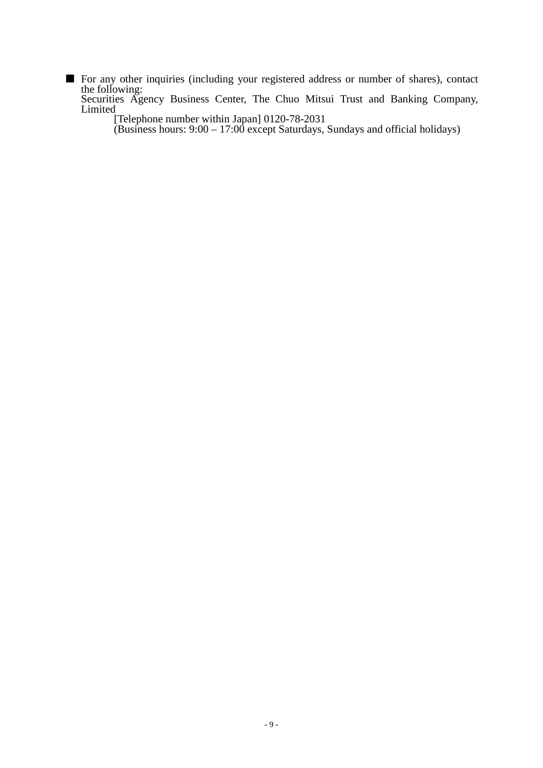■ For any other inquiries (including your registered address or number of shares), contact the following:
Securities Agency Business Center, The Chuo Mitsui Trust and Banking Company, Limited
　　[Telephone number within Japan] 0120-78-2031
　　(Business hours: 9:00 – 17:00 except Saturdays, Sundays and official holidays)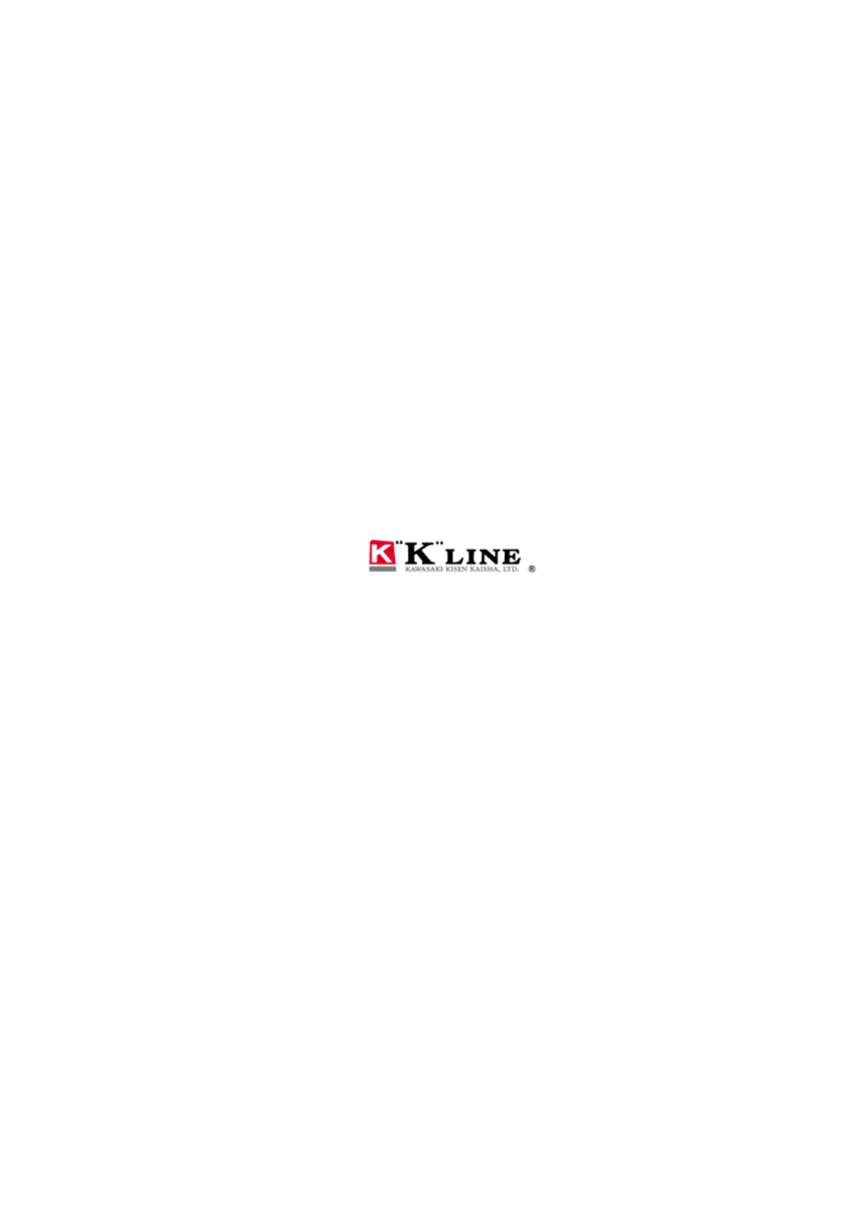"K" LINE

KAWASAKI KISEN KAISHA, LTD. ®